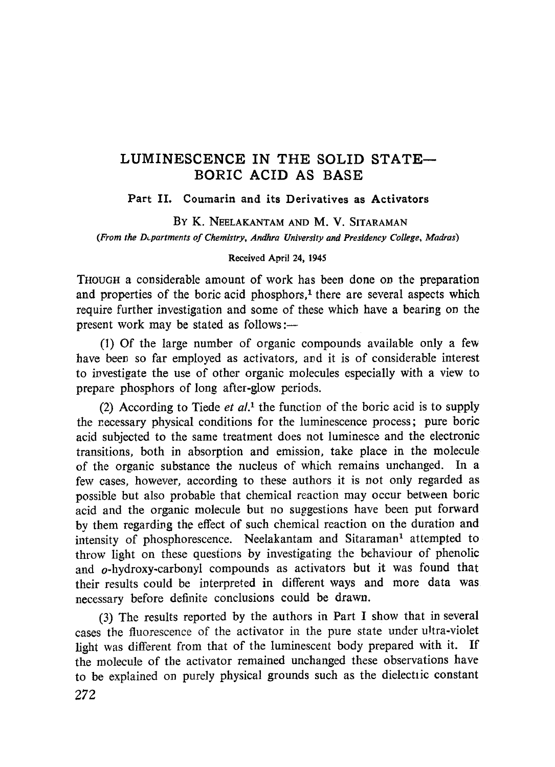# LUMINESCENCE IN THE SOLID STATE—BORIC ACID AS BASE

## Part II. Coumarin and its Derivatives as Activators

By K. Neelakantam and M. V. Sitaraman

*(From the Departments of Chemistry, Andhra University and Presidency College, Madras)*

Received April 24, 1945

Though a considerable amount of work has been done on the preparation and properties of the boric acid phosphors,[1] there are several aspects which require further investigation and some of these which have a bearing on the present work may be stated as follows:—

(1) Of the large number of organic compounds available only a few have been so far employed as activators, and it is of considerable interest to investigate the use of other organic molecules especially with a view to prepare phosphors of long after-glow periods.

(2) According to Tiede *et al.*[1] the function of the boric acid is to supply the necessary physical conditions for the luminescence process; pure boric acid subjected to the same treatment does not luminesce and the electronic transitions, both in absorption and emission, take place in the molecule of the organic substance the nucleus of which remains unchanged. In a few cases, however, according to these authors it is not only regarded as possible but also probable that chemical reaction may occur between boric acid and the organic molecule but no suggestions have been put forward by them regarding the effect of such chemical reaction on the duration and intensity of phosphorescence. Neelakantam and Sitaraman[1] attempted to throw light on these questions by investigating the behaviour of phenolic and *o*-hydroxy-carbonyl compounds as activators but it was found that their results could be interpreted in different ways and more data was necessary before definite conclusions could be drawn.

(3) The results reported by the authors in Part I show that in several cases the fluorescence of the activator in the pure state under ultra-violet light was different from that of the luminescent body prepared with it. If the molecule of the activator remained unchanged these observations have to be explained on purely physical grounds such as the dielectric constant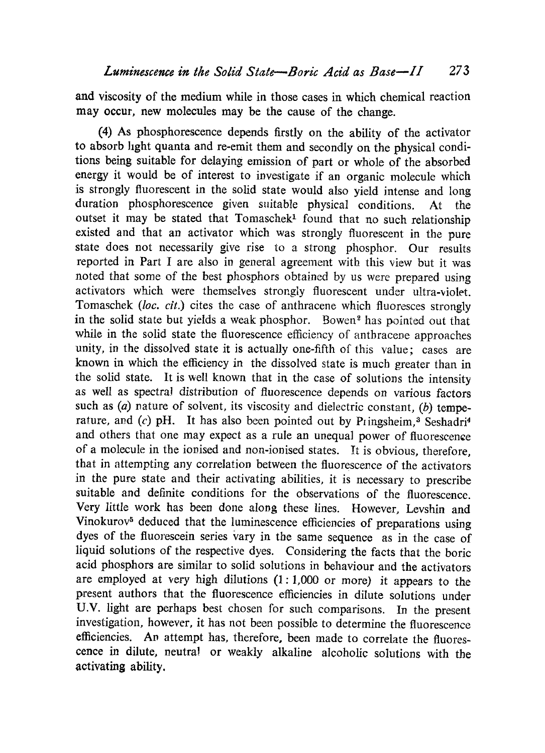and viscosity of the medium while in those cases in which chemical reaction may occur, new molecules may be the cause of the change.

(4) As phosphorescence depends firstly on the ability of the activator to absorb light quanta and re-emit them and secondly on the physical conditions being suitable for delaying emission of part or whole of the absorbed energy it would be of interest to investigate if an organic molecule which is strongly fluorescent in the solid state would also yield intense and long duration phosphorescence given suitable physical conditions. At the outset it may be stated that Tomaschek[1] found that no such relationship existed and that an activator which was strongly fluorescent in the pure state does not necessarily give rise to a strong phosphor. Our results reported in Part I are also in general agreement with this view but it was noted that some of the best phosphors obtained by us were prepared using activators which were themselves strongly fluorescent under ultra-violet. Tomaschek (*loc. cit.*) cites the case of anthracene which fluoresces strongly in the solid state but yields a weak phosphor. Bowen[2] has pointed out that while in the solid state the fluorescence efficiency of anthracene approaches unity, in the dissolved state it is actually one-fifth of this value; cases are known in which the efficiency in the dissolved state is much greater than in the solid state. It is well known that in the case of solutions the intensity as well as spectral distribution of fluorescence depends on various factors such as (*a*) nature of solvent, its viscosity and dielectric constant, (*b*) temperature, and (*c*) pH. It has also been pointed out by Pringsheim,[3] Seshadri[4] and others that one may expect as a rule an unequal power of fluorescence of a molecule in the ionised and non-ionised states. It is obvious, therefore, that in attempting any correlation between the fluorescence of the activators in the pure state and their activating abilities, it is necessary to prescribe suitable and definite conditions for the observations of the fluorescence. Very little work has been done along these lines. However, Levshin and Vinokurov[5] deduced that the luminescence efficiencies of preparations using dyes of the fluorescein series vary in the same sequence as in the case of liquid solutions of the respective dyes. Considering the facts that the boric acid phosphors are similar to solid solutions in behaviour and the activators are employed at very high dilutions (1 : 1,000 or more) it appears to the present authors that the fluorescence efficiencies in dilute solutions under U.V. light are perhaps best chosen for such comparisons. In the present investigation, however, it has not been possible to determine the fluorescence efficiencies. An attempt has, therefore, been made to correlate the fluorescence in dilute, neutral or weakly alkaline alcoholic solutions with the activating ability.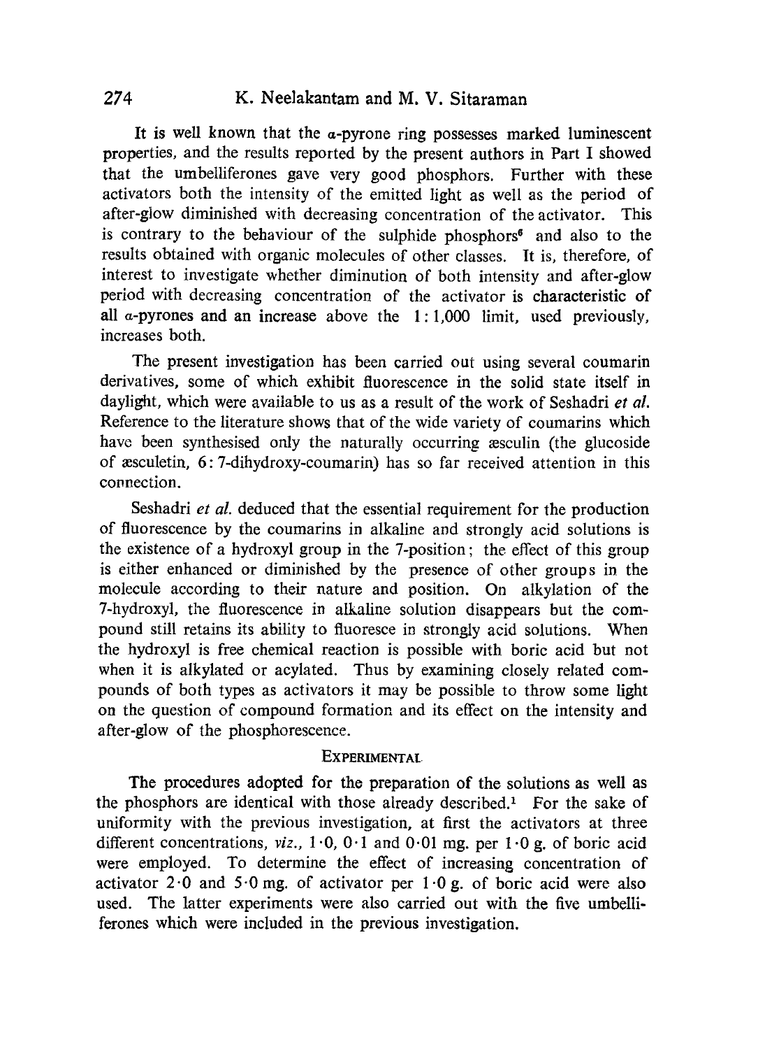It is well known that the α-pyrone ring possesses marked luminescent properties, and the results reported by the present authors in Part I showed that the umbelliferones gave very good phosphors. Further with these activators both the intensity of the emitted light as well as the period of after-glow diminished with decreasing concentration of the activator. This is contrary to the behaviour of the sulphide phosphors[6] and also to the results obtained with organic molecules of other classes. It is, therefore, of interest to investigate whether diminution of both intensity and after-glow period with decreasing concentration of the activator is characteristic of all α-pyrones and an increase above the 1 : 1,000 limit, used previously, increases both.

The present investigation has been carried out using several coumarin derivatives, some of which exhibit fluorescence in the solid state itself in daylight, which were available to us as a result of the work of Seshadri *et al.* Reference to the literature shows that of the wide variety of coumarins which have been synthesised only the naturally occurring æsculin (the glucoside of æsculetin, 6 : 7-dihydroxy-coumarin) has so far received attention in this connection.

Seshadri *et al.* deduced that the essential requirement for the production of fluorescence by the coumarins in alkaline and strongly acid solutions is the existence of a hydroxyl group in the 7-position; the effect of this group is either enhanced or diminished by the presence of other groups in the molecule according to their nature and position. On alkylation of the 7-hydroxyl, the fluorescence in alkaline solution disappears but the compound still retains its ability to fluoresce in strongly acid solutions. When the hydroxyl is free chemical reaction is possible with boric acid but not when it is alkylated or acylated. Thus by examining closely related compounds of both types as activators it may be possible to throw some light on the question of compound formation and its effect on the intensity and after-glow of the phosphorescence.

## EXPERIMENTAL

The procedures adopted for the preparation of the solutions as well as the phosphors are identical with those already described.[1] For the sake of uniformity with the previous investigation, at first the activators at three different concentrations, *viz.*, 1·0, 0·1 and 0·01 mg. per 1·0 g. of boric acid were employed. To determine the effect of increasing concentration of activator 2·0 and 5·0 mg. of activator per 1·0 g. of boric acid were also used. The latter experiments were also carried out with the five umbelliferones which were included in the previous investigation.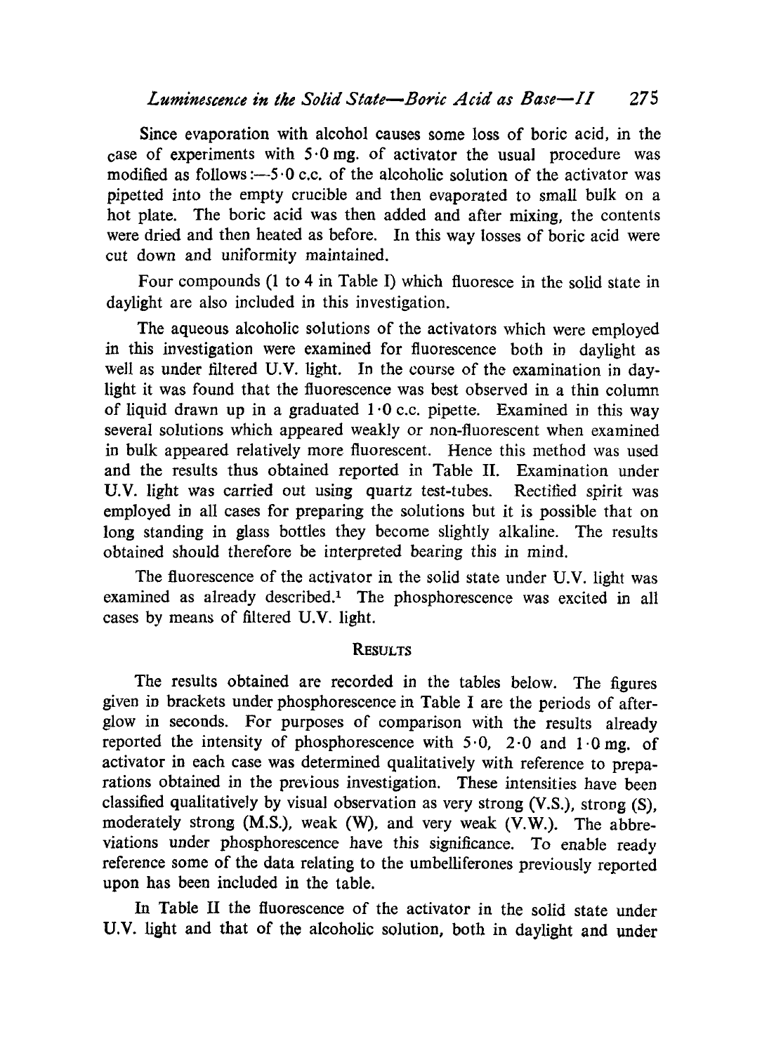Since evaporation with alcohol causes some loss of boric acid, in the case of experiments with 5·0 mg. of activator the usual procedure was modified as follows:—5·0 c.c. of the alcoholic solution of the activator was pipetted into the empty crucible and then evaporated to small bulk on a hot plate. The boric acid was then added and after mixing, the contents were dried and then heated as before. In this way losses of boric acid were cut down and uniformity maintained.

Four compounds (1 to 4 in Table I) which fluoresce in the solid state in daylight are also included in this investigation.

The aqueous alcoholic solutions of the activators which were employed in this investigation were examined for fluorescence both in daylight as well as under filtered U.V. light. In the course of the examination in daylight it was found that the fluorescence was best observed in a thin column of liquid drawn up in a graduated 1·0 c.c. pipette. Examined in this way several solutions which appeared weakly or non-fluorescent when examined in bulk appeared relatively more fluorescent. Hence this method was used and the results thus obtained reported in Table II. Examination under U.V. light was carried out using quartz test-tubes. Rectified spirit was employed in all cases for preparing the solutions but it is possible that on long standing in glass bottles they become slightly alkaline. The results obtained should therefore be interpreted bearing this in mind.

The fluorescence of the activator in the solid state under U.V. light was examined as already described.[1] The phosphorescence was excited in all cases by means of filtered U.V. light.

## Results

The results obtained are recorded in the tables below. The figures given in brackets under phosphorescence in Table I are the periods of afterglow in seconds. For purposes of comparison with the results already reported the intensity of phosphorescence with 5·0, 2·0 and 1·0 mg. of activator in each case was determined qualitatively with reference to preparations obtained in the previous investigation. These intensities have been classified qualitatively by visual observation as very strong (V.S.), strong (S), moderately strong (M.S.), weak (W), and very weak (V.W.). The abbreviations under phosphorescence have this significance. To enable ready reference some of the data relating to the umbelliferones previously reported upon has been included in the table.

In Table II the fluorescence of the activator in the solid state under U.V. light and that of the alcoholic solution, both in daylight and under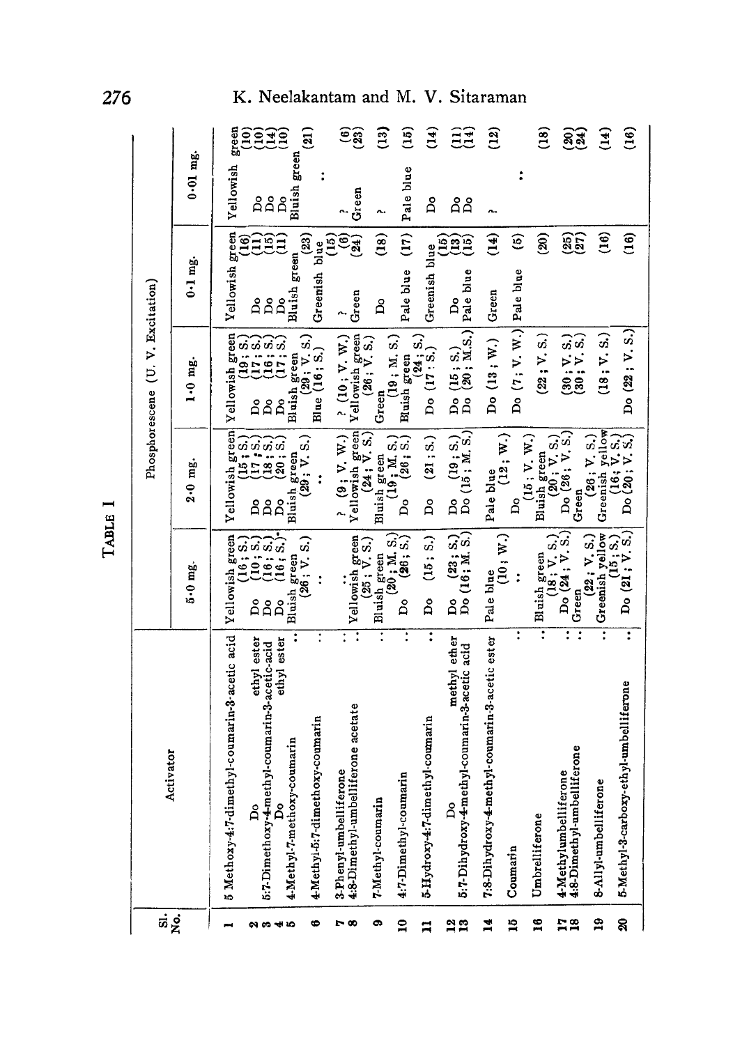TABLE I

| Sl. No. | Activator | Phosphorescene (U. V. Excitation) | | | | |
|---|---|---|---|---|---|---|
| | | 5·0 mg. | 2·0 mg. | 1·0 mg. | 0·1 mg. | 0·01 mg. |
| 1 | 5 Methoxy-4:7-dimethyl-coumarin-3-acetic acid | Yellowish green (16; S.) | Yellowish green (15; S.) | Yellowish green (19; S.) | Yellowish green (16) | Yellowish green (10) |
| 2 | Do ethyl ester | Do (10; S.) | Do (17; S.) | Do (17; S.) | Do (11) | Do (10) |
| 3 | 5:7-Dimethoxy-4-methyl-coumarin-3-acetic-acid | Do (16; S.) | Do (18; S.) | Do (16; S.) | Do (15) | Do (14) |
| 4 | Do ethyl ester | Do (16; S.) | Do (20; S.) | Do (17; S.) | Do (11) | Do (10) |
| 5 | 4-Methyl-7-methoxy-coumarin .. | Bluish green (26; V. S.) | Bluish green (29; V. S.) | Bluish green (29; V. S.) | Bluish green (23) | Bluish green (21) |
| 6 | 4-Methyl-5:7-dimethoxy-coumarin .. | .. | .. | Blue (16; S.) | Greenish blue (15) | .. |
| 7 | 3-Phenyl-umbelliferone .. | .. | ? (9; V. W.) | ? (10; V. W.) | ? (6) | ? (6) |
| 8 | 4:8-Dimethyl-umbelliferone acetate .. | Yellowish green (25; V. S.) | Yellowish green (24; V. S.) | Yellowish green (26; V. S.) | Green (24) | Green (23) |
| 9 | 7-Methyl-coumarin .. | Bluish green (20; M. S.) | Bluish green (19; M. S.) | Green (19; M. S.) | Do (18) | ? (13) |
| 10 | 4:7-Dimethyl-coumarin .. | Do (26; S.) | Do (26; S.) | Bluish green (24; S.) | Pale blue (17) | Pale blue (15) |
| 11 | 5-Hydroxy-4:7-dimethyl-coumarin .. | Do (15; S.) | Do (21; S.) | Do (17; S.) | Greenish blue (15) | Do (14) |
| 12 | Do methyl ether | Do (23; S.) | Do (19; S.) | Do (15; S.) | Do (13) | Do (11) |
| 13 | 5:7-Dihydroxy-4-methyl-coumarin-3-acetic acid | Do (16; M. S.) | Do (15; M. S.) | Do (20; M.S.) | Pale blue (15) | Do (14) |
| 14 | 7:8-Dihydroxy-4-methyl-coumarin-3-acetic ester | Pale blue (10; W.) | Pale blue (12; W.) | Do (13; W.) | Green (14) | ? (12) |
| 15 | Coumarin .. | .. | Do (15; V. W.) | Do (7; V. W.) | Pale blue (5) | .. |
| 16 | Umbelliferone .. | Bluish green (18; V. S.) | Bluish green (20; V. S.) | (22; V. S.) | (20) | (18) |
| 17 | 4-Methylumbelliferone .. | Do (24; V. S.) | Do (26; V. S.) | (30; V. S.) | (25) | (20) |
| 18 | 4:8-Dimethyl-umbelliferone .. | Green (22; V. S.) | Green (26; V. S.) | (30; V. S.) | (27) | (24) |
| 19 | 8-Allyl-umbelliferone .. | Greenish yellow (15; S.) | Greenish yellow (16; V. S.) | (18; V. S.) | (16) | (14) |
| 20 | 5-Methyl-3-carboxy-ethyl-umbelliferone .. | Do (21; V. S.) | Do (20; V. S.) | Do (22; V. S.) | (16) | (16) |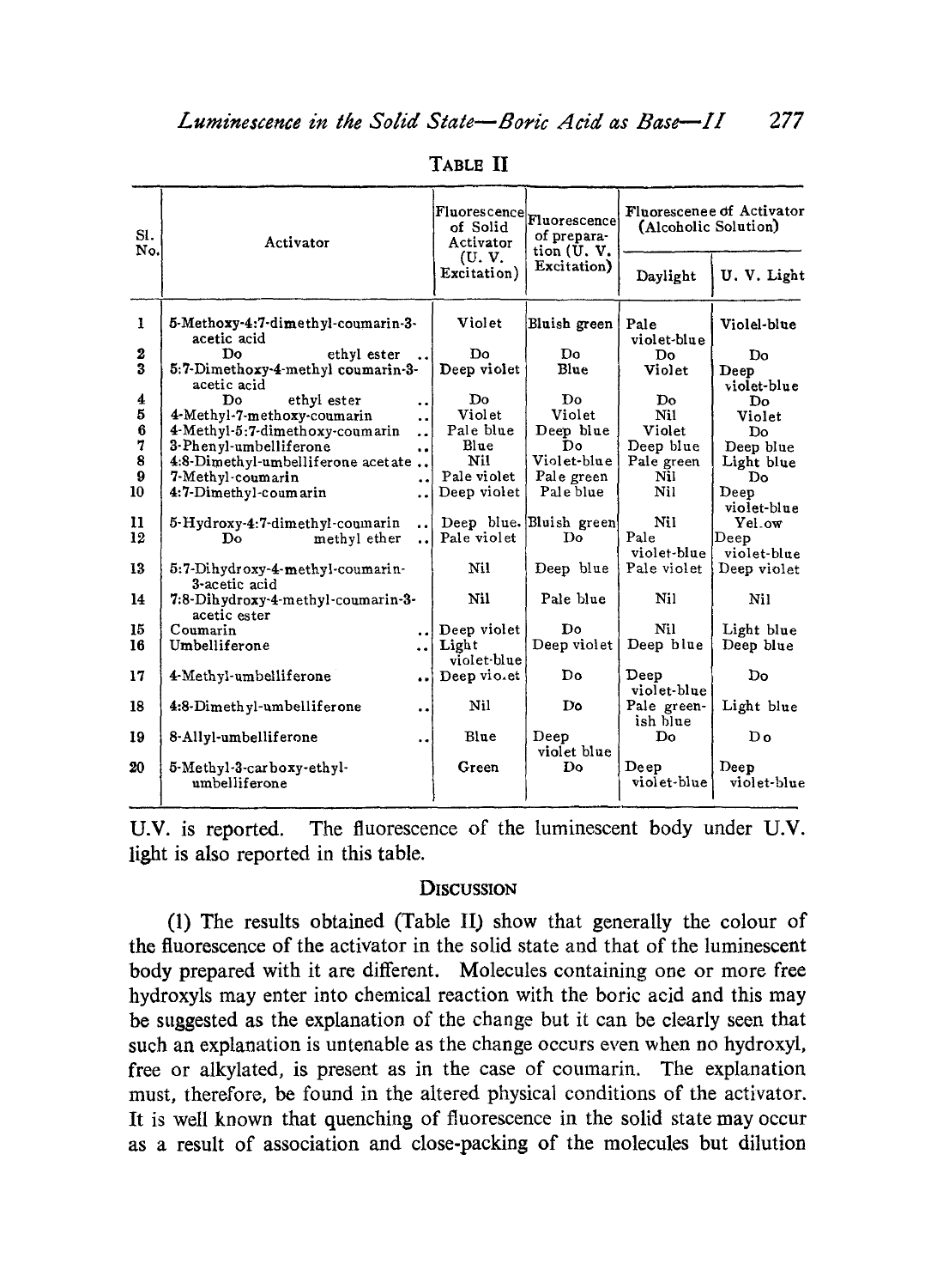TABLE II

| Sl. No. | Activator | Fluorescence of Solid Activator (U. V. Excitation) | Fluorescence of preparation (U. V. Excitation) | Fluorescence of Activator (Alcoholic Solution) | |
|---|---|---|---|---|---|
| | | | | Daylight | U. V. Light |
| 1 | 5-Methoxy-4:7-dimethyl-coumarin-3-acetic acid | Violet | Bluish green | Pale violet-blue | Violet-blue |
| 2 | Do ethyl ester .. | Do | Do | Do | Do |
| 3 | 5:7-Dimethoxy-4-methyl coumarin-3-acetic acid | Deep violet | Blue | Violet | Deep violet-blue |
| 4 | Do ethyl ester .. | Do | Do | Do | Do |
| 5 | 4-Methyl-7-methoxy-coumarin .. | Violet | Violet | Nil | Violet |
| 6 | 4-Methyl-5:7-dimethoxy-coumarin .. | Pale blue | Deep blue | Violet | Do |
| 7 | 3-Phenyl-umbelliferone .. | Blue | Do | Deep blue | Deep blue |
| 8 | 4:8-Dimethyl-umbelliferone acetate .. | Nil | Violet-blue | Pale green | Light blue |
| 9 | 7-Methyl-coumarin .. | Pale violet | Pale green | Nil | Do |
| 10 | 4:7-Dimethyl-coumarin .. | Deep violet | Pale blue | Nil | Deep violet-blue |
| 11 | 5-Hydroxy-4:7-dimethyl-coumarin .. | Deep blue. | Bluish green | Nil | Yellow |
| 12 | Do methyl ether .. | Pale violet | Do | Pale violet-blue | Deep violet-blue |
| 13 | 5:7-Dihydroxy-4-methyl-coumarin-3-acetic acid | Nil | Deep blue | Pale violet | Deep violet |
| 14 | 7:8-Dihydroxy-4-methyl-coumarin-3-acetic ester | Nil | Pale blue | Nil | Nil |
| 15 | Coumarin .. | Deep violet | Do | Nil | Light blue |
| 16 | Umbelliferone .. | Light violet-blue | Deep violet | Deep blue | Deep blue |
| 17 | 4-Methyl-umbelliferone .. | Deep violet | Do | Deep violet-blue | Do |
| 18 | 4:8-Dimethyl-umbelliferone .. | Nil | Do | Pale greenish blue | Light blue |
| 19 | 8-Allyl-umbelliferone .. | Blue | Deep violet blue | Do | Do |
| 20 | 5-Methyl-3-carboxy-ethyl-umbelliferone | Green | Do | Deep violet-blue | Deep violet-blue |

U.V. is reported. The fluorescence of the luminescent body under U.V. light is also reported in this table.

## DISCUSSION

(1) The results obtained (Table II) show that generally the colour of the fluorescence of the activator in the solid state and that of the luminescent body prepared with it are different. Molecules containing one or more free hydroxyls may enter into chemical reaction with the boric acid and this may be suggested as the explanation of the change but it can be clearly seen that such an explanation is untenable as the change occurs even when no hydroxyl, free or alkylated, is present as in the case of coumarin. The explanation must, therefore, be found in the altered physical conditions of the activator. It is well known that quenching of fluorescence in the solid state may occur as a result of association and close-packing of the molecules but dilution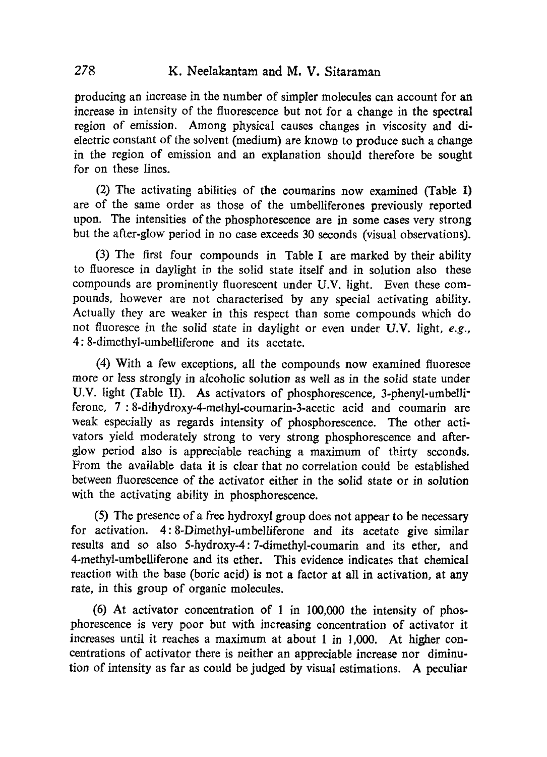producing an increase in the number of simpler molecules can account for an increase in intensity of the fluorescence but not for a change in the spectral region of emission. Among physical causes changes in viscosity and dielectric constant of the solvent (medium) are known to produce such a change in the region of emission and an explanation should therefore be sought for on these lines.

(2) The activating abilities of the coumarins now examined (Table I) are of the same order as those of the umbelliferones previously reported upon. The intensities of the phosphorescence are in some cases very strong but the after-glow period in no case exceeds 30 seconds (visual observations).

(3) The first four compounds in Table I are marked by their ability to fluoresce in daylight in the solid state itself and in solution also these compounds are prominently fluorescent under U.V. light. Even these compounds, however are not characterised by any special activating ability. Actually they are weaker in this respect than some compounds which do not fluoresce in the solid state in daylight or even under U.V. light, *e.g.*, 4:8-dimethyl-umbelliferone and its acetate.

(4) With a few exceptions, all the compounds now examined fluoresce more or less strongly in alcoholic solution as well as in the solid state under U.V. light (Table II). As activators of phosphorescence, 3-phenyl-umbelliferone, 7:8-dihydroxy-4-methyl-coumarin-3-acetic acid and coumarin are weak especially as regards intensity of phosphorescence. The other activators yield moderately strong to very strong phosphorescence and after-glow period also is appreciable reaching a maximum of thirty seconds. From the available data it is clear that no correlation could be established between fluorescence of the activator either in the solid state or in solution with the activating ability in phosphorescence.

(5) The presence of a free hydroxyl group does not appear to be necessary for activation. 4:8-Dimethyl-umbelliferone and its acetate give similar results and so also 5-hydroxy-4:7-dimethyl-coumarin and its ether, and 4-methyl-umbelliferone and its ether. This evidence indicates that chemical reaction with the base (boric acid) is not a factor at all in activation, at any rate, in this group of organic molecules.

(6) At activator concentration of 1 in 100,000 the intensity of phosphorescence is very poor but with increasing concentration of activator it increases until it reaches a maximum at about 1 in 1,000. At higher concentrations of activator there is neither an appreciable increase nor diminution of intensity as far as could be judged by visual estimations. A peculiar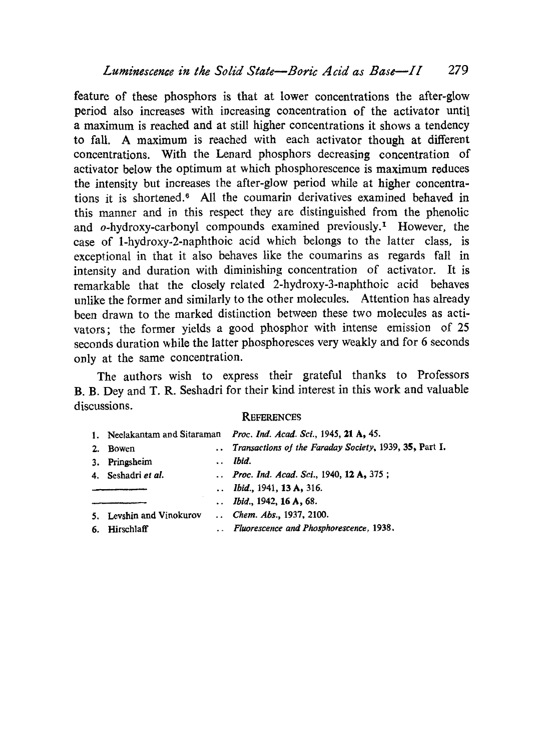feature of these phosphors is that at lower concentrations the after-glow period also increases with increasing concentration of the activator until a maximum is reached and at still higher concentrations it shows a tendency to fall. A maximum is reached with each activator though at different concentrations. With the Lenard phosphors decreasing concentration of activator below the optimum at which phosphorescence is maximum reduces the intensity but increases the after-glow period while at higher concentrations it is shortened.[6] All the coumarin derivatives examined behaved in this manner and in this respect they are distinguished from the phenolic and *o*-hydroxy-carbonyl compounds examined previously.[1] However, the case of 1-hydroxy-2-naphthoic acid which belongs to the latter class, is exceptional in that it also behaves like the coumarins as regards fall in intensity and duration with diminishing concentration of activator. It is remarkable that the closely related 2-hydroxy-3-naphthoic acid behaves unlike the former and similarly to the other molecules. Attention has already been drawn to the marked distinction between these two molecules as activators; the former yields a good phosphor with intense emission of 25 seconds duration while the latter phosphoresces very weakly and for 6 seconds only at the same concentration.

The authors wish to express their grateful thanks to Professors B. B. Dey and T. R. Seshadri for their kind interest in this work and valuable discussions.

## References

1. Neelakantam and Sitaraman .. *Proc. Ind. Acad. Sci.*, 1945, **21 A**, 45.
2. Bowen .. *Transactions of the Faraday Society*, 1939, **35**, Part I.
3. Pringsheim .. *Ibid.*
4. Seshadri *et al.* .. *Proc. Ind. Acad. Sci.*, 1940, **12 A**, 375;
   —— .. *Ibid.*, 1941, **13 A**, 316.
   —— .. *Ibid.*, 1942, **16 A**, 68.
5. Levshin and Vinokurov .. *Chem. Abs.*, 1937, 2100.
6. Hirschlaff .. *Fluorescence and Phosphorescence*, 1938.